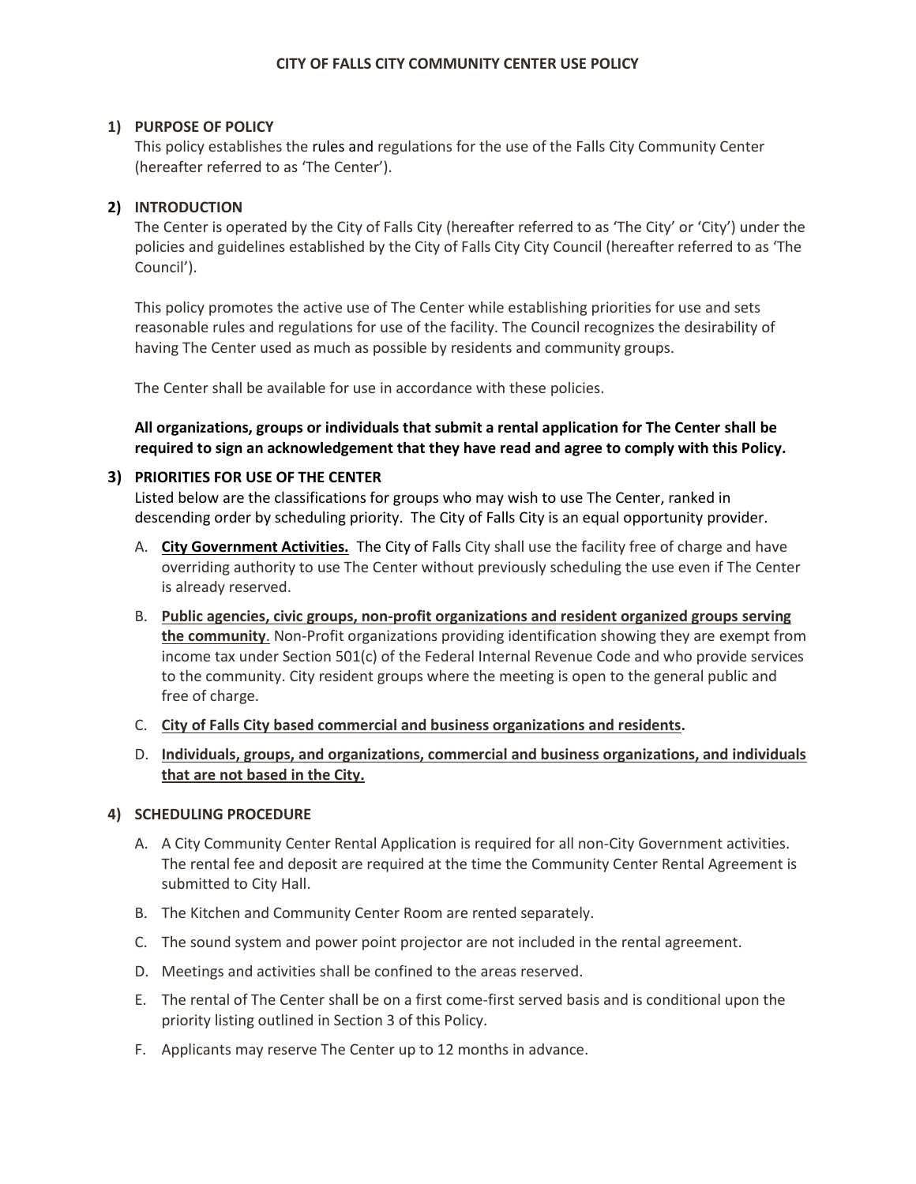# CITY OF FALLS CITY COMMUNITY CENTER USE POLICY

## 1) PURPOSE OF POLICY

This policy establishes the rules and regulations for the use of the Falls City Community Center (hereafter referred to as 'The Center').

## 2) INTRODUCTION

The Center is operated by the City of Falls City (hereafter referred to as 'The City' or 'City') under the policies and guidelines established by the City of Falls City City Council (hereafter referred to as 'The Council').

This policy promotes the active use of The Center while establishing priorities for use and sets reasonable rules and regulations for use of the facility. The Council recognizes the desirability of having The Center used as much as possible by residents and community groups.

The Center shall be available for use in accordance with these policies.

**All organizations, groups or individuals that submit a rental application for The Center shall be required to sign an acknowledgement that they have read and agree to comply with this Policy.**

## 3) PRIORITIES FOR USE OF THE CENTER

Listed below are the classifications for groups who may wish to use The Center, ranked in descending order by scheduling priority. The City of Falls City is an equal opportunity provider.

A. **City Government Activities.** The City of Falls City shall use the facility free of charge and have overriding authority to use The Center without previously scheduling the use even if The Center is already reserved.

B. **Public agencies, civic groups, non-profit organizations and resident organized groups serving the community**. Non-Profit organizations providing identification showing they are exempt from income tax under Section 501(c) of the Federal Internal Revenue Code and who provide services to the community. City resident groups where the meeting is open to the general public and free of charge.

C. **City of Falls City based commercial and business organizations and residents.**

D. **Individuals, groups, and organizations, commercial and business organizations, and individuals that are not based in the City.**

## 4) SCHEDULING PROCEDURE

A. A City Community Center Rental Application is required for all non-City Government activities. The rental fee and deposit are required at the time the Community Center Rental Agreement is submitted to City Hall.

B. The Kitchen and Community Center Room are rented separately.

C. The sound system and power point projector are not included in the rental agreement.

D. Meetings and activities shall be confined to the areas reserved.

E. The rental of The Center shall be on a first come-first served basis and is conditional upon the priority listing outlined in Section 3 of this Policy.

F. Applicants may reserve The Center up to 12 months in advance.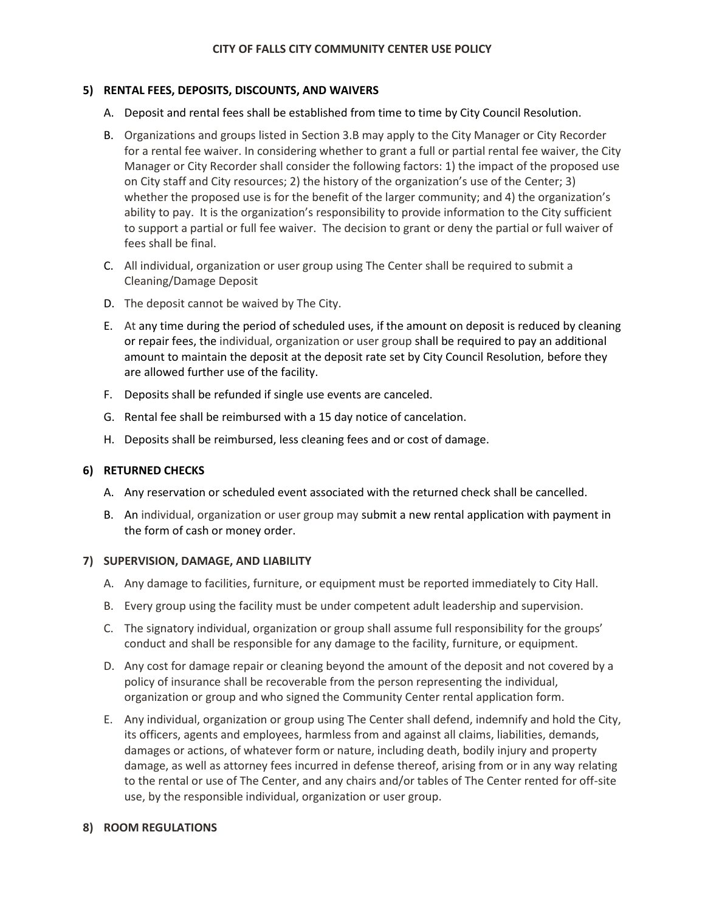## 5) RENTAL FEES, DEPOSITS, DISCOUNTS, AND WAIVERS

A. Deposit and rental fees shall be established from time to time by City Council Resolution.

B. Organizations and groups listed in Section 3.B may apply to the City Manager or City Recorder for a rental fee waiver. In considering whether to grant a full or partial rental fee waiver, the City Manager or City Recorder shall consider the following factors: 1) the impact of the proposed use on City staff and City resources; 2) the history of the organization's use of the Center; 3) whether the proposed use is for the benefit of the larger community; and 4) the organization's ability to pay. It is the organization's responsibility to provide information to the City sufficient to support a partial or full fee waiver. The decision to grant or deny the partial or full waiver of fees shall be final.

C. All individual, organization or user group using The Center shall be required to submit a Cleaning/Damage Deposit

D. The deposit cannot be waived by The City.

E. At any time during the period of scheduled uses, if the amount on deposit is reduced by cleaning or repair fees, the individual, organization or user group shall be required to pay an additional amount to maintain the deposit at the deposit rate set by City Council Resolution, before they are allowed further use of the facility.

F. Deposits shall be refunded if single use events are canceled.

G. Rental fee shall be reimbursed with a 15 day notice of cancelation.

H. Deposits shall be reimbursed, less cleaning fees and or cost of damage.

## 6) RETURNED CHECKS

A. Any reservation or scheduled event associated with the returned check shall be cancelled.

B. An individual, organization or user group may submit a new rental application with payment in the form of cash or money order.

## 7) SUPERVISION, DAMAGE, AND LIABILITY

A. Any damage to facilities, furniture, or equipment must be reported immediately to City Hall.

B. Every group using the facility must be under competent adult leadership and supervision.

C. The signatory individual, organization or group shall assume full responsibility for the groups' conduct and shall be responsible for any damage to the facility, furniture, or equipment.

D. Any cost for damage repair or cleaning beyond the amount of the deposit and not covered by a policy of insurance shall be recoverable from the person representing the individual, organization or group and who signed the Community Center rental application form.

E. Any individual, organization or group using The Center shall defend, indemnify and hold the City, its officers, agents and employees, harmless from and against all claims, liabilities, demands, damages or actions, of whatever form or nature, including death, bodily injury and property damage, as well as attorney fees incurred in defense thereof, arising from or in any way relating to the rental or use of The Center, and any chairs and/or tables of The Center rented for off-site use, by the responsible individual, organization or user group.

## 8) ROOM REGULATIONS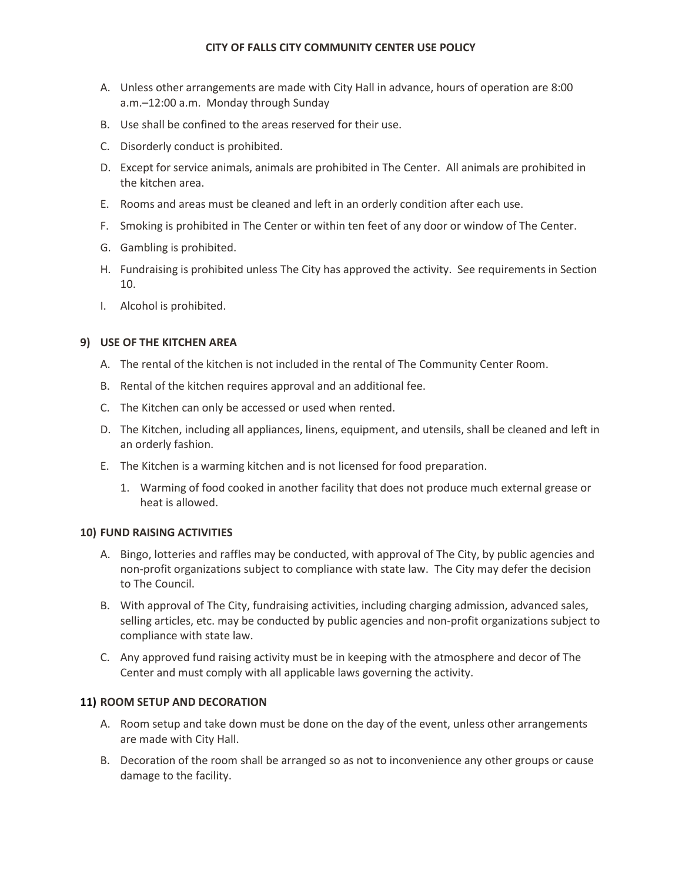A. Unless other arrangements are made with City Hall in advance, hours of operation are 8:00 a.m.–12:00 a.m. Monday through Sunday

B. Use shall be confined to the areas reserved for their use.

C. Disorderly conduct is prohibited.

D. Except for service animals, animals are prohibited in The Center. All animals are prohibited in the kitchen area.

E. Rooms and areas must be cleaned and left in an orderly condition after each use.

F. Smoking is prohibited in The Center or within ten feet of any door or window of The Center.

G. Gambling is prohibited.

H. Fundraising is prohibited unless The City has approved the activity. See requirements in Section 10.

I. Alcohol is prohibited.

## 9) USE OF THE KITCHEN AREA

A. The rental of the kitchen is not included in the rental of The Community Center Room.

B. Rental of the kitchen requires approval and an additional fee.

C. The Kitchen can only be accessed or used when rented.

D. The Kitchen, including all appliances, linens, equipment, and utensils, shall be cleaned and left in an orderly fashion.

E. The Kitchen is a warming kitchen and is not licensed for food preparation.

   1. Warming of food cooked in another facility that does not produce much external grease or heat is allowed.

## 10) FUND RAISING ACTIVITIES

A. Bingo, lotteries and raffles may be conducted, with approval of The City, by public agencies and non-profit organizations subject to compliance with state law. The City may defer the decision to The Council.

B. With approval of The City, fundraising activities, including charging admission, advanced sales, selling articles, etc. may be conducted by public agencies and non-profit organizations subject to compliance with state law.

C. Any approved fund raising activity must be in keeping with the atmosphere and decor of The Center and must comply with all applicable laws governing the activity.

## 11) ROOM SETUP AND DECORATION

A. Room setup and take down must be done on the day of the event, unless other arrangements are made with City Hall.

B. Decoration of the room shall be arranged so as not to inconvenience any other groups or cause damage to the facility.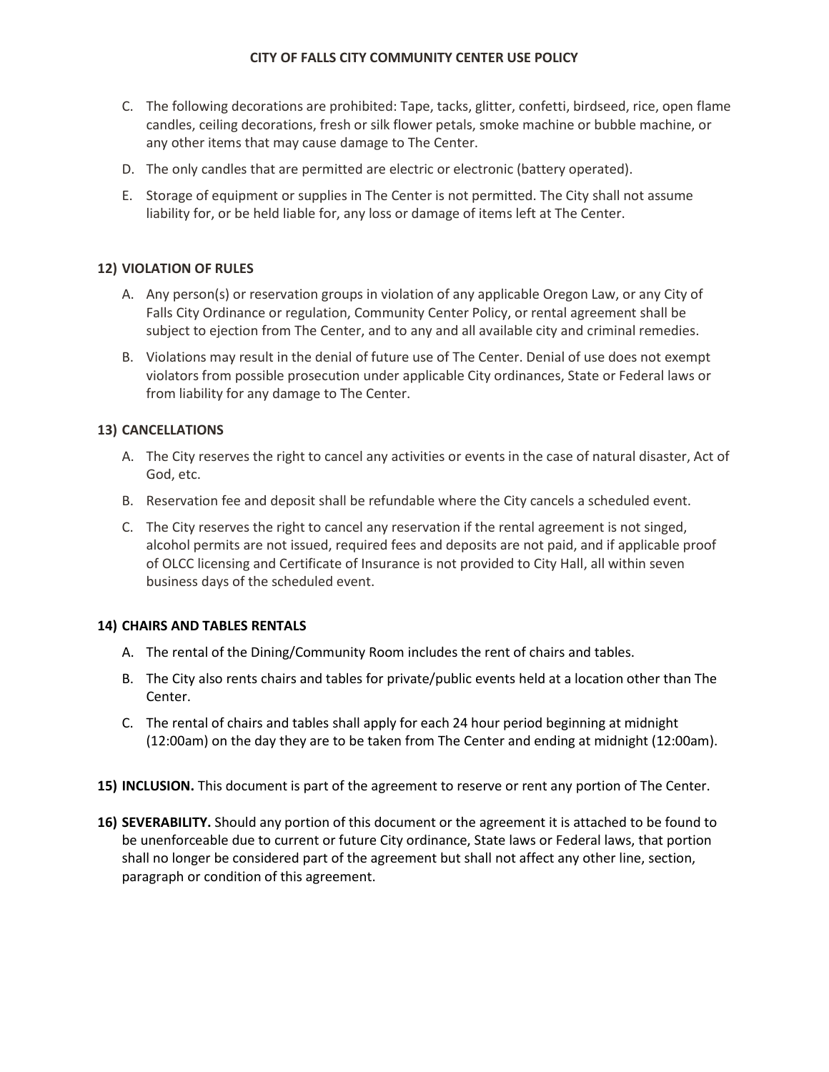C. The following decorations are prohibited: Tape, tacks, glitter, confetti, birdseed, rice, open flame candles, ceiling decorations, fresh or silk flower petals, smoke machine or bubble machine, or any other items that may cause damage to The Center.

D. The only candles that are permitted are electric or electronic (battery operated).

E. Storage of equipment or supplies in The Center is not permitted. The City shall not assume liability for, or be held liable for, any loss or damage of items left at The Center.

## 12) VIOLATION OF RULES

A. Any person(s) or reservation groups in violation of any applicable Oregon Law, or any City of Falls City Ordinance or regulation, Community Center Policy, or rental agreement shall be subject to ejection from The Center, and to any and all available city and criminal remedies.

B. Violations may result in the denial of future use of The Center. Denial of use does not exempt violators from possible prosecution under applicable City ordinances, State or Federal laws or from liability for any damage to The Center.

## 13) CANCELLATIONS

A. The City reserves the right to cancel any activities or events in the case of natural disaster, Act of God, etc.

B. Reservation fee and deposit shall be refundable where the City cancels a scheduled event.

C. The City reserves the right to cancel any reservation if the rental agreement is not singed, alcohol permits are not issued, required fees and deposits are not paid, and if applicable proof of OLCC licensing and Certificate of Insurance is not provided to City Hall, all within seven business days of the scheduled event.

## 14) CHAIRS AND TABLES RENTALS

A. The rental of the Dining/Community Room includes the rent of chairs and tables.

B. The City also rents chairs and tables for private/public events held at a location other than The Center.

C. The rental of chairs and tables shall apply for each 24 hour period beginning at midnight (12:00am) on the day they are to be taken from The Center and ending at midnight (12:00am).

**15) INCLUSION.** This document is part of the agreement to reserve or rent any portion of The Center.

**16) SEVERABILITY.** Should any portion of this document or the agreement it is attached to be found to be unenforceable due to current or future City ordinance, State laws or Federal laws, that portion shall no longer be considered part of the agreement but shall not affect any other line, section, paragraph or condition of this agreement.